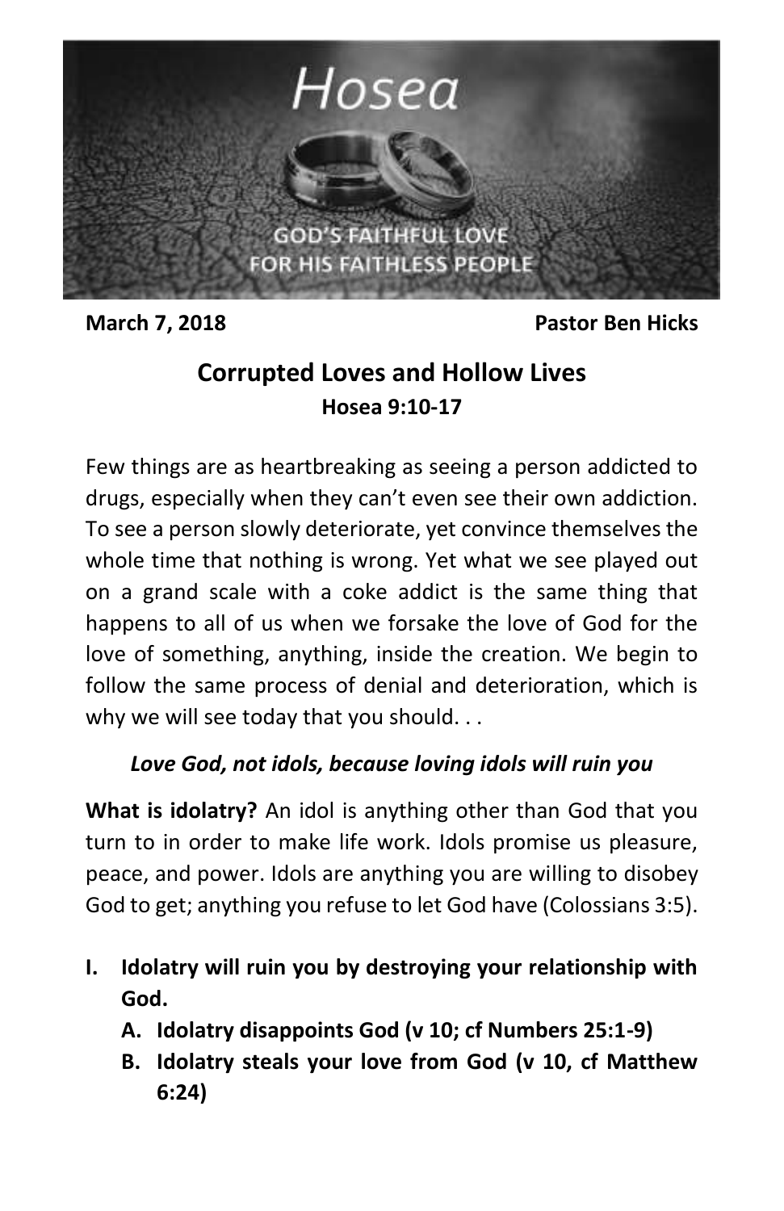Hosea

GOD'S FAITHFUL LOVE FOR HIS FAITHLESS PEOPLE

**March 7, 2018** **Pastor Ben Hicks**

# Corrupted Loves and Hollow Lives

## Hosea 9:10-17

Few things are as heartbreaking as seeing a person addicted to drugs, especially when they can't even see their own addiction. To see a person slowly deteriorate, yet convince themselves the whole time that nothing is wrong. Yet what we see played out on a grand scale with a coke addict is the same thing that happens to all of us when we forsake the love of God for the love of something, anything, inside the creation. We begin to follow the same process of denial and deterioration, which is why we will see today that you should. . .

***Love God, not idols, because loving idols will ruin you***

**What is idolatry?** An idol is anything other than God that you turn to in order to make life work. Idols promise us pleasure, peace, and power. Idols are anything you are willing to disobey God to get; anything you refuse to let God have (Colossians 3:5).

- **I. Idolatry will ruin you by destroying your relationship with God.**
  - **A. Idolatry disappoints God (v 10; cf Numbers 25:1-9)**
  - **B. Idolatry steals your love from God (v 10, cf Matthew 6:24)**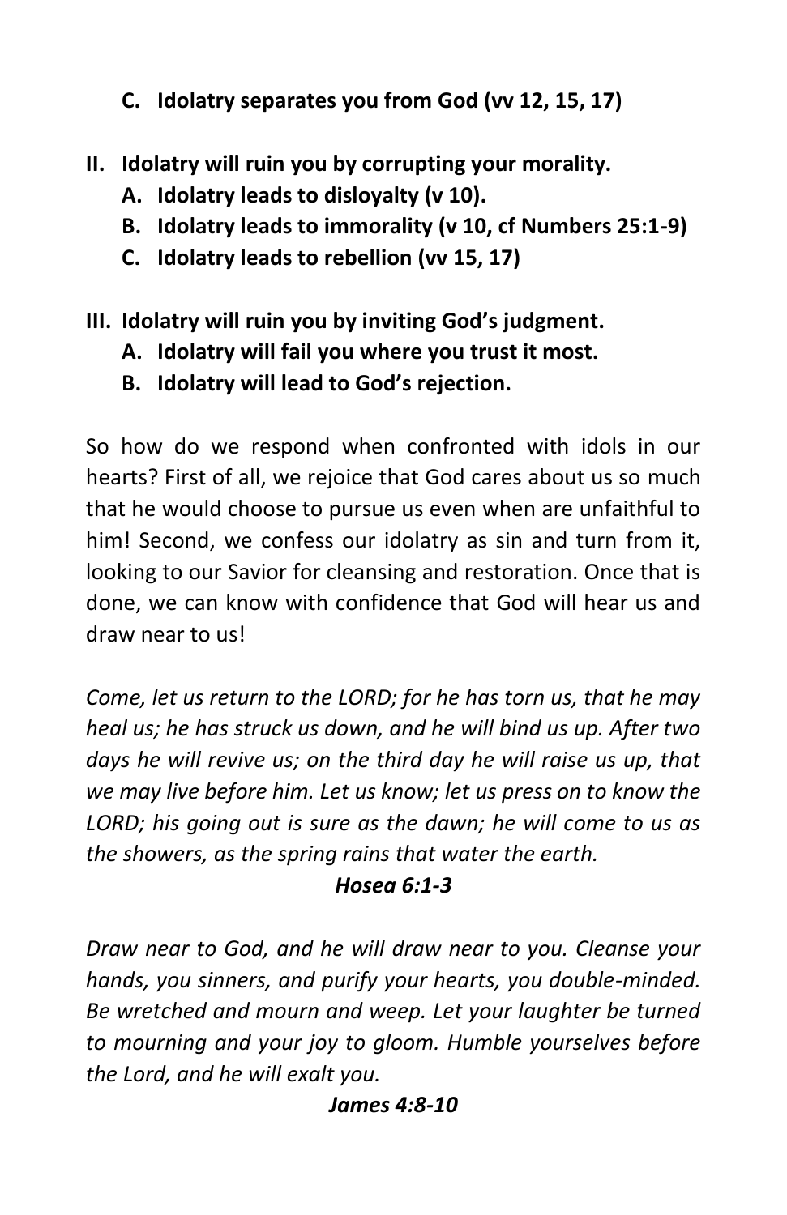**C. Idolatry separates you from God (vv 12, 15, 17)**

**II. Idolatry will ruin you by corrupting your morality.**

**A. Idolatry leads to disloyalty (v 10).**

**B. Idolatry leads to immorality (v 10, cf Numbers 25:1-9)**

**C. Idolatry leads to rebellion (vv 15, 17)**

**III. Idolatry will ruin you by inviting God's judgment.**

**A. Idolatry will fail you where you trust it most.**

**B. Idolatry will lead to God's rejection.**

So how do we respond when confronted with idols in our hearts? First of all, we rejoice that God cares about us so much that he would choose to pursue us even when are unfaithful to him! Second, we confess our idolatry as sin and turn from it, looking to our Savior for cleansing and restoration. Once that is done, we can know with confidence that God will hear us and draw near to us!

*Come, let us return to the LORD; for he has torn us, that he may heal us; he has struck us down, and he will bind us up. After two days he will revive us; on the third day he will raise us up, that we may live before him. Let us know; let us press on to know the LORD; his going out is sure as the dawn; he will come to us as the showers, as the spring rains that water the earth.*

***Hosea 6:1-3***

*Draw near to God, and he will draw near to you. Cleanse your hands, you sinners, and purify your hearts, you double-minded. Be wretched and mourn and weep. Let your laughter be turned to mourning and your joy to gloom. Humble yourselves before the Lord, and he will exalt you.*

***James 4:8-10***